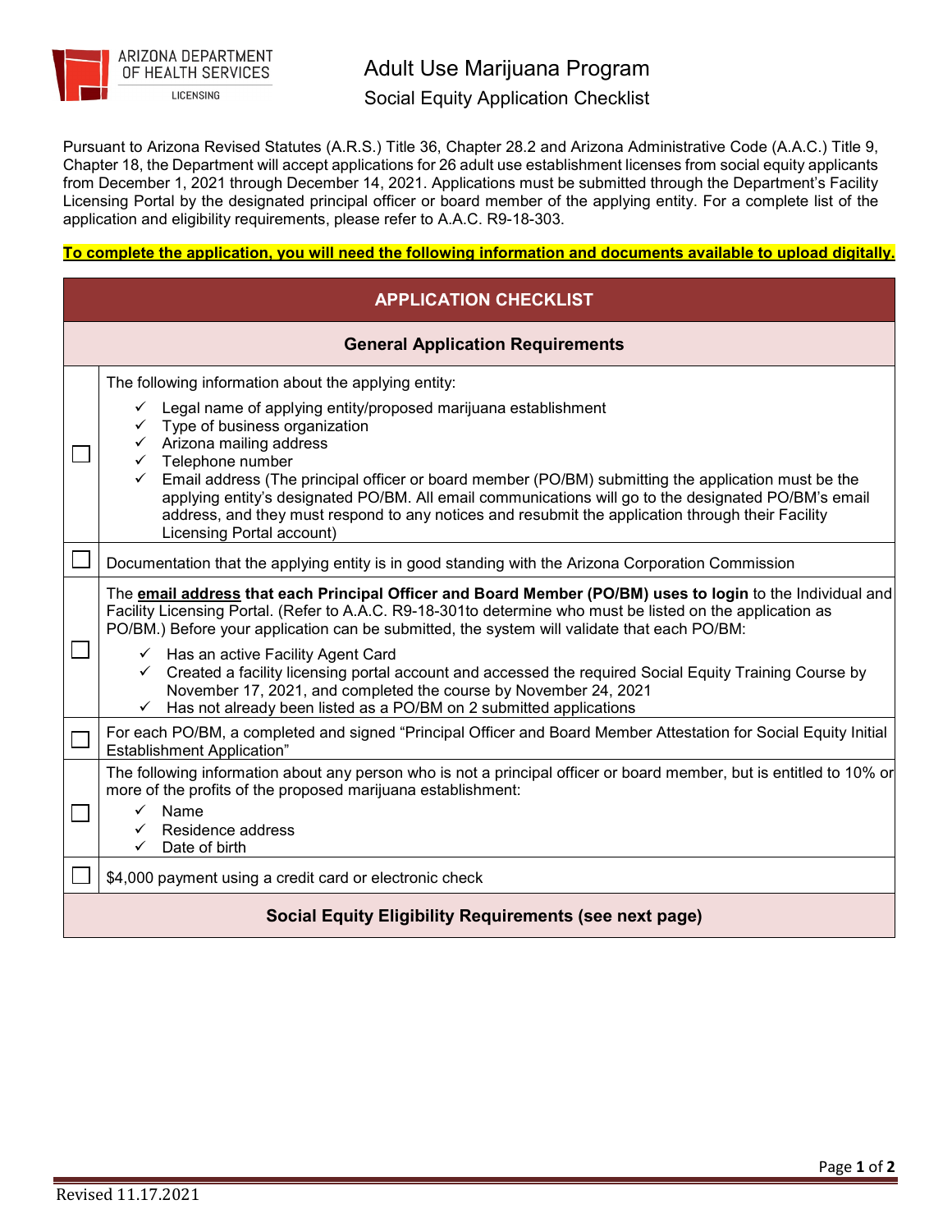# Adult Use Marijuana Program

## Social Equity Application Checklist

Pursuant to Arizona Revised Statutes (A.R.S.) Title 36, Chapter 28.2 and Arizona Administrative Code (A.A.C.) Title 9, Chapter 18, the Department will accept applications for 26 adult use establishment licenses from social equity applicants from December 1, 2021 through December 14, 2021. Applications must be submitted through the Department's Facility Licensing Portal by the designated principal officer or board member of the applying entity. For a complete list of the application and eligibility requirements, please refer to A.A.C. R9-18-303.

**To complete the application, you will need the following information and documents available to upload digitally.**

| APPLICATION CHECKLIST | |
|---|---|
| **General Application Requirements** | |
| ☐ | The following information about the applying entity:<br>✓ Legal name of applying entity/proposed marijuana establishment<br>✓ Type of business organization<br>✓ Arizona mailing address<br>✓ Telephone number<br>✓ Email address (The principal officer or board member (PO/BM) submitting the application must be the applying entity's designated PO/BM. All email communications will go to the designated PO/BM's email address, and they must respond to any notices and resubmit the application through their Facility Licensing Portal account) |
| ☐ | Documentation that the applying entity is in good standing with the Arizona Corporation Commission |
| ☐ | The **email address that each Principal Officer and Board Member (PO/BM) uses to login** to the Individual and Facility Licensing Portal. (Refer to A.A.C. R9-18-301to determine who must be listed on the application as PO/BM.) Before your application can be submitted, the system will validate that each PO/BM:<br>✓ Has an active Facility Agent Card<br>✓ Created a facility licensing portal account and accessed the required Social Equity Training Course by November 17, 2021, and completed the course by November 24, 2021<br>✓ Has not already been listed as a PO/BM on 2 submitted applications |
| ☐ | For each PO/BM, a completed and signed "Principal Officer and Board Member Attestation for Social Equity Initial Establishment Application" |
| ☐ | The following information about any person who is not a principal officer or board member, but is entitled to 10% or more of the profits of the proposed marijuana establishment:<br>✓ Name<br>✓ Residence address<br>✓ Date of birth |
| ☐ | $4,000 payment using a credit card or electronic check |
| **Social Equity Eligibility Requirements (see next page)** | |

Revised 11.17.2021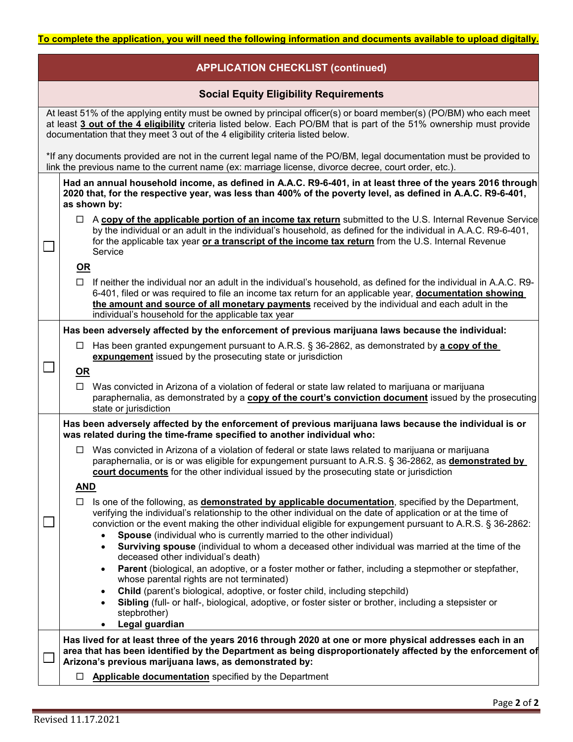**To complete the application, you will need the following information and documents available to upload digitally.**

## APPLICATION CHECKLIST (continued)

### Social Equity Eligibility Requirements

At least 51% of the applying entity must be owned by principal officer(s) or board member(s) (PO/BM) who each meet at least **3 out of the 4 eligibility** criteria listed below. Each PO/BM that is part of the 51% ownership must provide documentation that they meet 3 out of the 4 eligibility criteria listed below.

*If any documents provided are not in the current legal name of the PO/BM, legal documentation must be provided to link the previous name to the current name (ex: marriage license, divorce decree, court order, etc.).

☐ **Had an annual household income, as defined in A.A.C. R9-6-401, in at least three of the years 2016 through 2020 that, for the respective year, was less than 400% of the poverty level, as defined in A.A.C. R9-6-401, as shown by:**

- ☐ A **copy of the applicable portion of an income tax return** submitted to the U.S. Internal Revenue Service by the individual or an adult in the individual's household, as defined for the individual in A.A.C. R9-6-401, for the applicable tax year **or a transcript of the income tax return** from the U.S. Internal Revenue Service

**OR**

- ☐ If neither the individual nor an adult in the individual's household, as defined for the individual in A.A.C. R9-6-401, filed or was required to file an income tax return for an applicable year, **documentation showing the amount and source of all monetary payments** received by the individual and each adult in the individual's household for the applicable tax year

☐ **Has been adversely affected by the enforcement of previous marijuana laws because the individual:**

- ☐ Has been granted expungement pursuant to A.R.S. § 36-2862, as demonstrated by **a copy of the expungement** issued by the prosecuting state or jurisdiction

**OR**

- ☐ Was convicted in Arizona of a violation of federal or state law related to marijuana or marijuana paraphernalia, as demonstrated by a **copy of the court's conviction document** issued by the prosecuting state or jurisdiction

☐ **Has been adversely affected by the enforcement of previous marijuana laws because the individual is or was related during the time-frame specified to another individual who:**

- ☐ Was convicted in Arizona of a violation of federal or state laws related to marijuana or marijuana paraphernalia, or is or was eligible for expungement pursuant to A.R.S. § 36-2862, as **demonstrated by court documents** for the other individual issued by the prosecuting state or jurisdiction

**AND**

- ☐ Is one of the following, as **demonstrated by applicable documentation**, specified by the Department, verifying the individual's relationship to the other individual on the date of application or at the time of conviction or the event making the other individual eligible for expungement pursuant to A.R.S. § 36-2862:
  - **Spouse** (individual who is currently married to the other individual)
  - **Surviving spouse** (individual to whom a deceased other individual was married at the time of the deceased other individual's death)
  - **Parent** (biological, an adoptive, or a foster mother or father, including a stepmother or stepfather, whose parental rights are not terminated)
  - **Child** (parent's biological, adoptive, or foster child, including stepchild)
  - **Sibling** (full- or half-, biological, adoptive, or foster sister or brother, including a stepsister or stepbrother)
  - **Legal guardian**

☐ **Has lived for at least three of the years 2016 through 2020 at one or more physical addresses each in an area that has been identified by the Department as being disproportionately affected by the enforcement of Arizona's previous marijuana laws, as demonstrated by:**

- ☐ **Applicable documentation** specified by the Department

Revised 11.17.2021